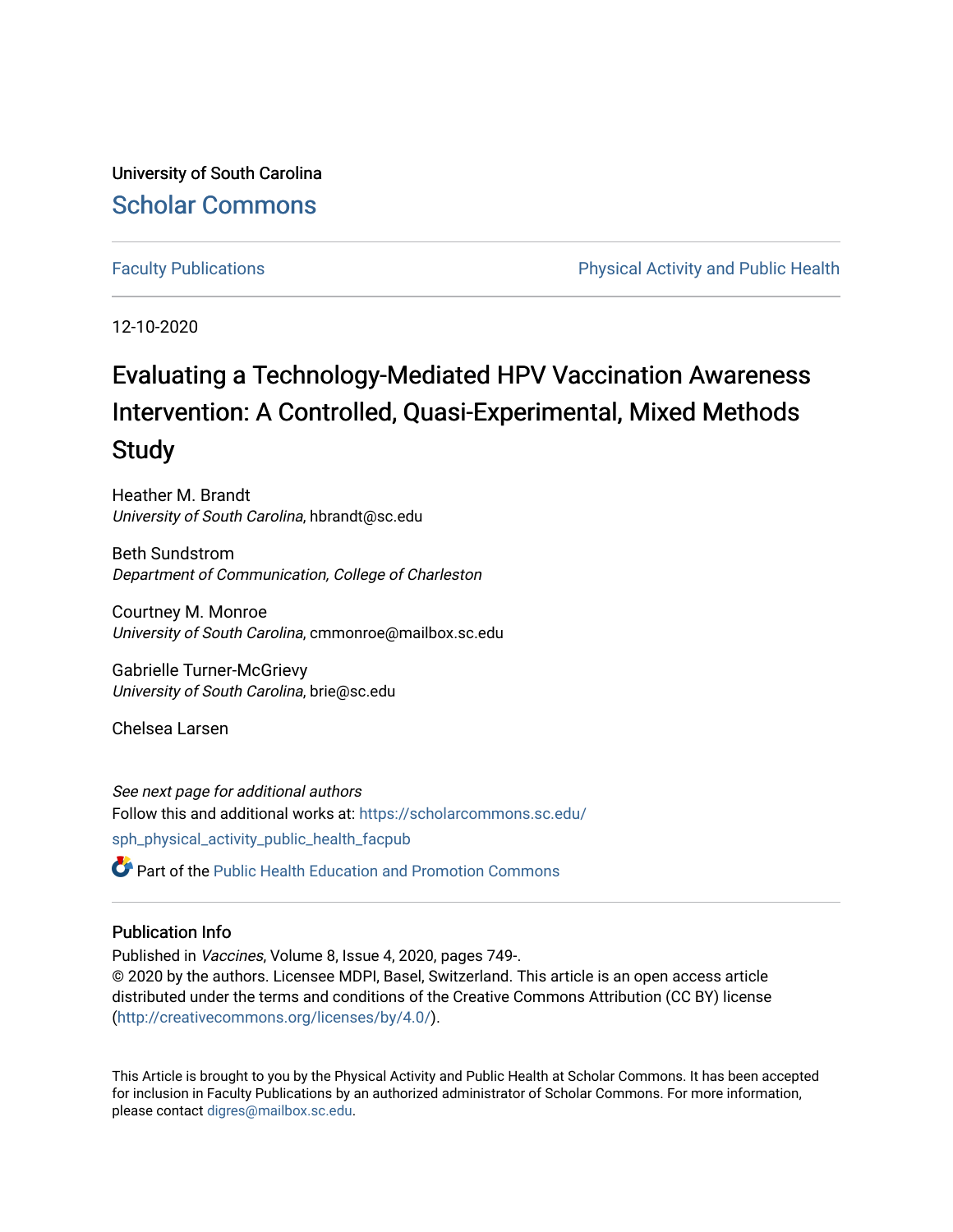University of South Carolina

Scholar Commons

Faculty Publications

Physical Activity and Public Health

12-10-2020

# Evaluating a Technology-Mediated HPV Vaccination Awareness Intervention: A Controlled, Quasi-Experimental, Mixed Methods Study

Heather M. Brandt
*University of South Carolina*, hbrandt@sc.edu

Beth Sundstrom
*Department of Communication, College of Charleston*

Courtney M. Monroe
*University of South Carolina*, cmmonroe@mailbox.sc.edu

Gabrielle Turner-McGrievy
*University of South Carolina*, brie@sc.edu

Chelsea Larsen

*See next page for additional authors*

Follow this and additional works at: https://scholarcommons.sc.edu/sph_physical_activity_public_health_facpub

Part of the Public Health Education and Promotion Commons

## Publication Info

Published in *Vaccines*, Volume 8, Issue 4, 2020, pages 749-.

© 2020 by the authors. Licensee MDPI, Basel, Switzerland. This article is an open access article distributed under the terms and conditions of the Creative Commons Attribution (CC BY) license (http://creativecommons.org/licenses/by/4.0/).

This Article is brought to you by the Physical Activity and Public Health at Scholar Commons. It has been accepted for inclusion in Faculty Publications by an authorized administrator of Scholar Commons. For more information, please contact digres@mailbox.sc.edu.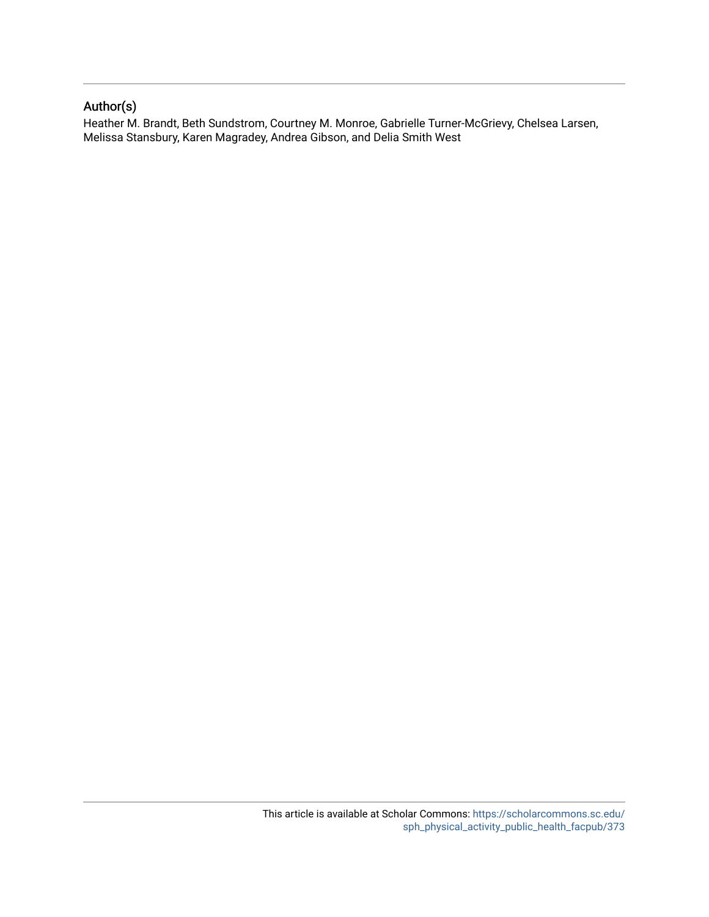## Author(s)

Heather M. Brandt, Beth Sundstrom, Courtney M. Monroe, Gabrielle Turner-McGrievy, Chelsea Larsen, Melissa Stansbury, Karen Magradey, Andrea Gibson, and Delia Smith West

This article is available at Scholar Commons: https://scholarcommons.sc.edu/sph_physical_activity_public_health_facpub/373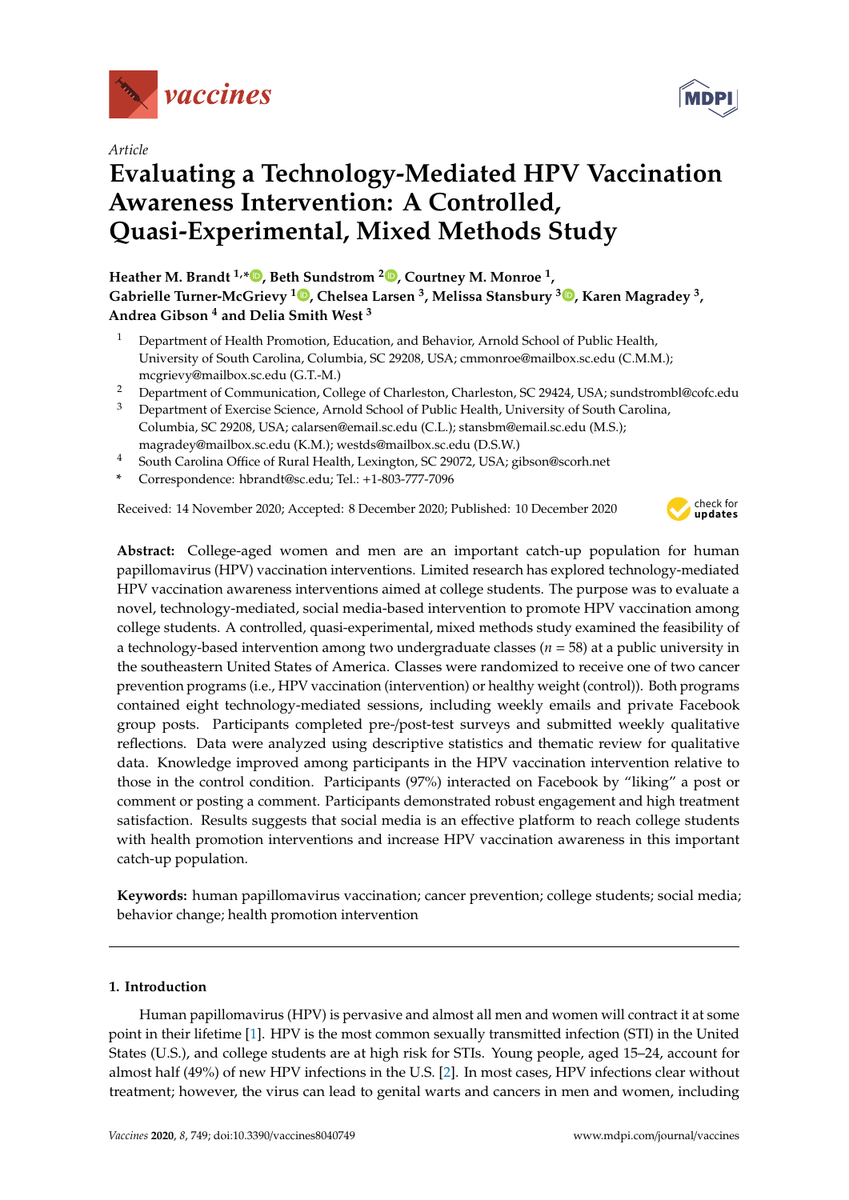# Evaluating a Technology-Mediated HPV Vaccination Awareness Intervention: A Controlled, Quasi-Experimental, Mixed Methods Study

**Heather M. Brandt [1,*], Beth Sundstrom [2], Courtney M. Monroe [1], Gabrielle Turner-McGrievy [1], Chelsea Larsen [3], Melissa Stansbury [3], Karen Magradey [3], Andrea Gibson [4] and Delia Smith West [3]**

[1] Department of Health Promotion, Education, and Behavior, Arnold School of Public Health, University of South Carolina, Columbia, SC 29208, USA; cmmonroe@mailbox.sc.edu (C.M.M.); mcgrievy@mailbox.sc.edu (G.T.-M.)

[2] Department of Communication, College of Charleston, Charleston, SC 29424, USA; sundstromb1@cofc.edu

[3] Department of Exercise Science, Arnold School of Public Health, University of South Carolina, Columbia, SC 29208, USA; calarsen@email.sc.edu (C.L.); stansbm@email.sc.edu (M.S.); magradey@mailbox.sc.edu (K.M.); westds@mailbox.sc.edu (D.S.W.)

[4] South Carolina Office of Rural Health, Lexington, SC 29072, USA; gibson@scorh.net

\* Correspondence: hbrandt@sc.edu; Tel.: +1-803-777-7096

Received: 14 November 2020; Accepted: 8 December 2020; Published: 10 December 2020

**Abstract:** College-aged women and men are an important catch-up population for human papillomavirus (HPV) vaccination interventions. Limited research has explored technology-mediated HPV vaccination awareness interventions aimed at college students. The purpose was to evaluate a novel, technology-mediated, social media-based intervention to promote HPV vaccination among college students. A controlled, quasi-experimental, mixed methods study examined the feasibility of a technology-based intervention among two undergraduate classes ($n = 58$) at a public university in the southeastern United States of America. Classes were randomized to receive one of two cancer prevention programs (i.e., HPV vaccination (intervention) or healthy weight (control)). Both programs contained eight technology-mediated sessions, including weekly emails and private Facebook group posts. Participants completed pre-/post-test surveys and submitted weekly qualitative reflections. Data were analyzed using descriptive statistics and thematic review for qualitative data. Knowledge improved among participants in the HPV vaccination intervention relative to those in the control condition. Participants (97%) interacted on Facebook by "liking" a post or comment or posting a comment. Participants demonstrated robust engagement and high treatment satisfaction. Results suggests that social media is an effective platform to reach college students with health promotion interventions and increase HPV vaccination awareness in this important catch-up population.

**Keywords:** human papillomavirus vaccination; cancer prevention; college students; social media; behavior change; health promotion intervention

## 1. Introduction

Human papillomavirus (HPV) is pervasive and almost all men and women will contract it at some point in their lifetime [1]. HPV is the most common sexually transmitted infection (STI) in the United States (U.S.), and college students are at high risk for STIs. Young people, aged 15–24, account for almost half (49%) of new HPV infections in the U.S. [2]. In most cases, HPV infections clear without treatment; however, the virus can lead to genital warts and cancers in men and women, including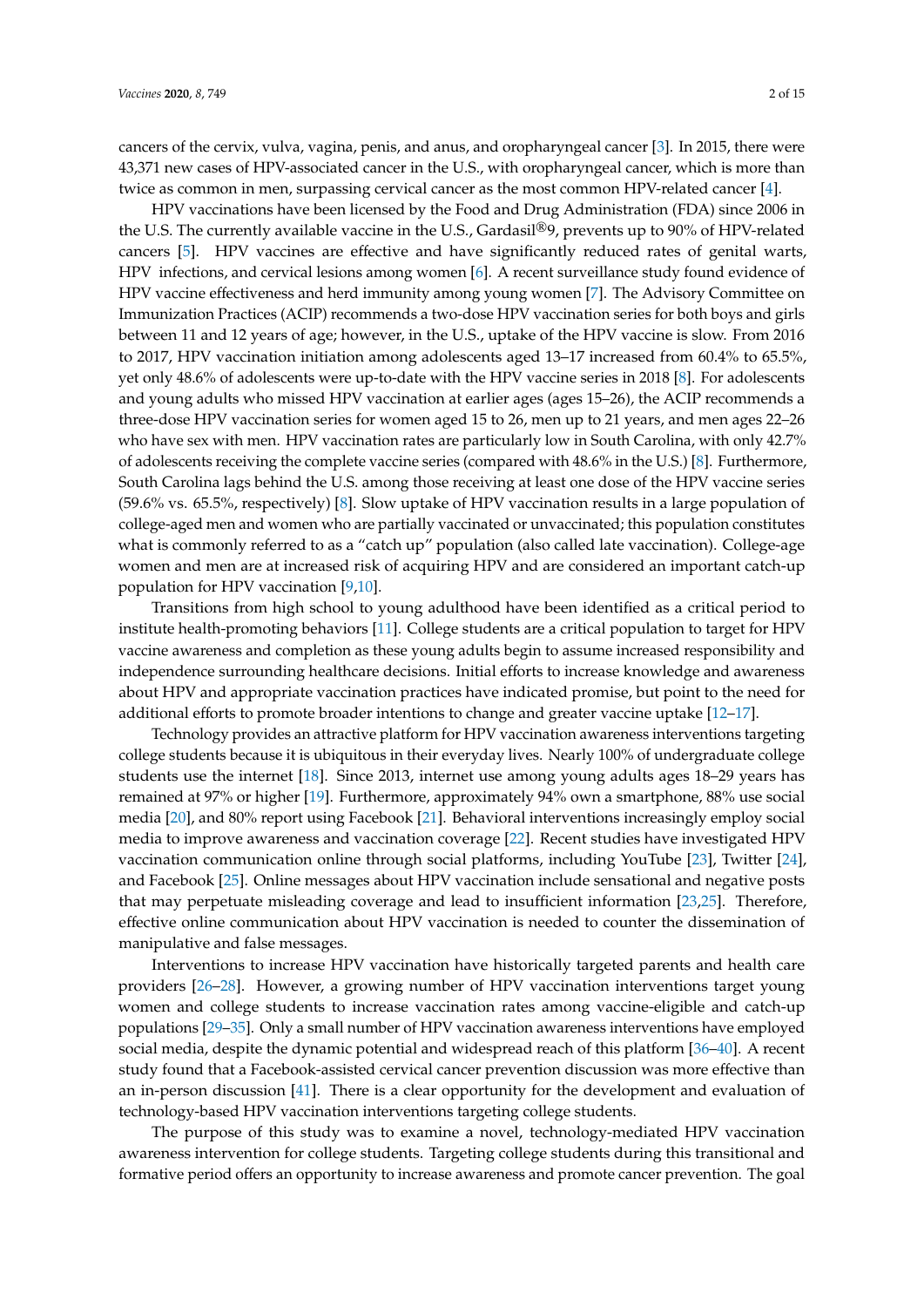cancers of the cervix, vulva, vagina, penis, and anus, and oropharyngeal cancer [3]. In 2015, there were 43,371 new cases of HPV-associated cancer in the U.S., with oropharyngeal cancer, which is more than twice as common in men, surpassing cervical cancer as the most common HPV-related cancer [4].

HPV vaccinations have been licensed by the Food and Drug Administration (FDA) since 2006 in the U.S. The currently available vaccine in the U.S., Gardasil®9, prevents up to 90% of HPV-related cancers [5]. HPV vaccines are effective and have significantly reduced rates of genital warts, HPV infections, and cervical lesions among women [6]. A recent surveillance study found evidence of HPV vaccine effectiveness and herd immunity among young women [7]. The Advisory Committee on Immunization Practices (ACIP) recommends a two-dose HPV vaccination series for both boys and girls between 11 and 12 years of age; however, in the U.S., uptake of the HPV vaccine is slow. From 2016 to 2017, HPV vaccination initiation among adolescents aged 13–17 increased from 60.4% to 65.5%, yet only 48.6% of adolescents were up-to-date with the HPV vaccine series in 2018 [8]. For adolescents and young adults who missed HPV vaccination at earlier ages (ages 15–26), the ACIP recommends a three-dose HPV vaccination series for women aged 15 to 26, men up to 21 years, and men ages 22–26 who have sex with men. HPV vaccination rates are particularly low in South Carolina, with only 42.7% of adolescents receiving the complete vaccine series (compared with 48.6% in the U.S.) [8]. Furthermore, South Carolina lags behind the U.S. among those receiving at least one dose of the HPV vaccine series (59.6% vs. 65.5%, respectively) [8]. Slow uptake of HPV vaccination results in a large population of college-aged men and women who are partially vaccinated or unvaccinated; this population constitutes what is commonly referred to as a "catch up" population (also called late vaccination). College-age women and men are at increased risk of acquiring HPV and are considered an important catch-up population for HPV vaccination [9,10].

Transitions from high school to young adulthood have been identified as a critical period to institute health-promoting behaviors [11]. College students are a critical population to target for HPV vaccine awareness and completion as these young adults begin to assume increased responsibility and independence surrounding healthcare decisions. Initial efforts to increase knowledge and awareness about HPV and appropriate vaccination practices have indicated promise, but point to the need for additional efforts to promote broader intentions to change and greater vaccine uptake [12–17].

Technology provides an attractive platform for HPV vaccination awareness interventions targeting college students because it is ubiquitous in their everyday lives. Nearly 100% of undergraduate college students use the internet [18]. Since 2013, internet use among young adults ages 18–29 years has remained at 97% or higher [19]. Furthermore, approximately 94% own a smartphone, 88% use social media [20], and 80% report using Facebook [21]. Behavioral interventions increasingly employ social media to improve awareness and vaccination coverage [22]. Recent studies have investigated HPV vaccination communication online through social platforms, including YouTube [23], Twitter [24], and Facebook [25]. Online messages about HPV vaccination include sensational and negative posts that may perpetuate misleading coverage and lead to insufficient information [23,25]. Therefore, effective online communication about HPV vaccination is needed to counter the dissemination of manipulative and false messages.

Interventions to increase HPV vaccination have historically targeted parents and health care providers [26–28]. However, a growing number of HPV vaccination interventions target young women and college students to increase vaccination rates among vaccine-eligible and catch-up populations [29–35]. Only a small number of HPV vaccination awareness interventions have employed social media, despite the dynamic potential and widespread reach of this platform [36–40]. A recent study found that a Facebook-assisted cervical cancer prevention discussion was more effective than an in-person discussion [41]. There is a clear opportunity for the development and evaluation of technology-based HPV vaccination interventions targeting college students.

The purpose of this study was to examine a novel, technology-mediated HPV vaccination awareness intervention for college students. Targeting college students during this transitional and formative period offers an opportunity to increase awareness and promote cancer prevention. The goal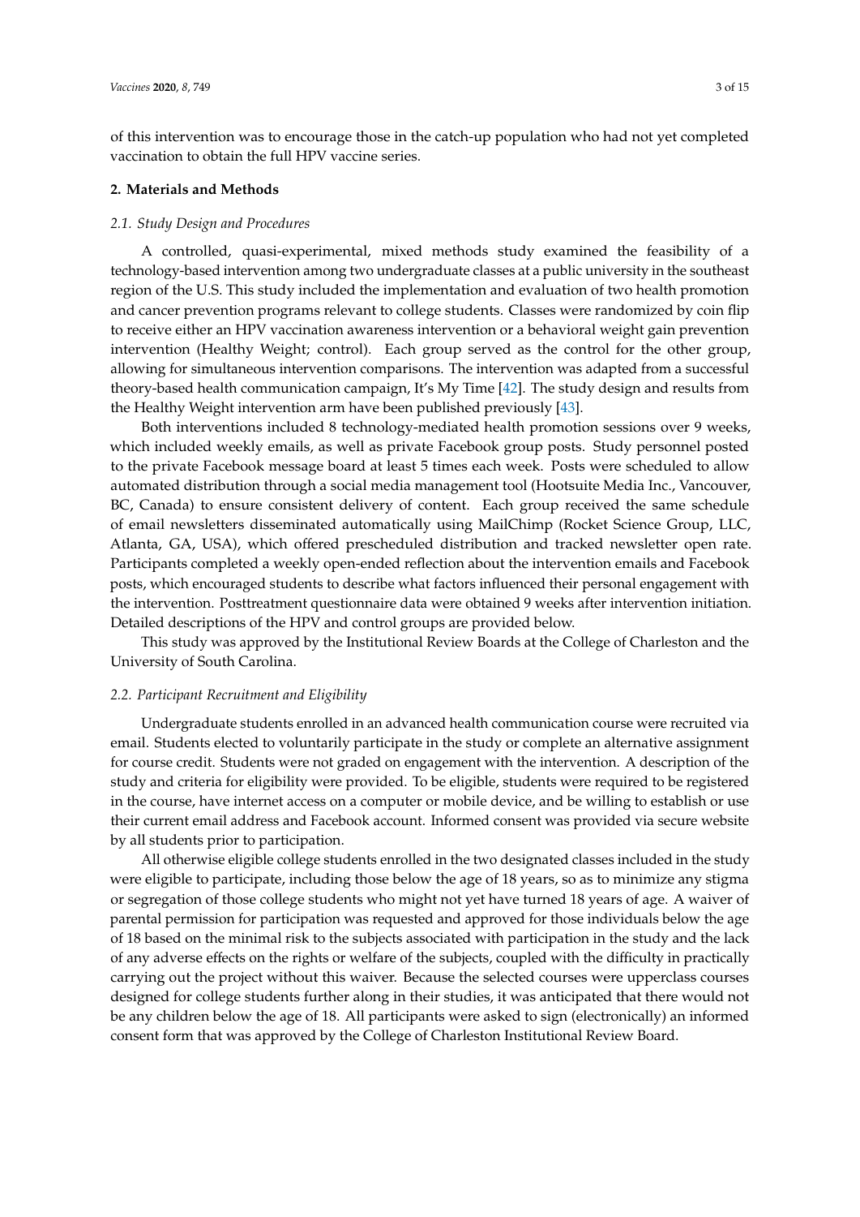of this intervention was to encourage those in the catch-up population who had not yet completed vaccination to obtain the full HPV vaccine series.

## 2. Materials and Methods

### *2.1. Study Design and Procedures*

A controlled, quasi-experimental, mixed methods study examined the feasibility of a technology-based intervention among two undergraduate classes at a public university in the southeast region of the U.S. This study included the implementation and evaluation of two health promotion and cancer prevention programs relevant to college students. Classes were randomized by coin flip to receive either an HPV vaccination awareness intervention or a behavioral weight gain prevention intervention (Healthy Weight; control). Each group served as the control for the other group, allowing for simultaneous intervention comparisons. The intervention was adapted from a successful theory-based health communication campaign, It's My Time [42]. The study design and results from the Healthy Weight intervention arm have been published previously [43].

Both interventions included 8 technology-mediated health promotion sessions over 9 weeks, which included weekly emails, as well as private Facebook group posts. Study personnel posted to the private Facebook message board at least 5 times each week. Posts were scheduled to allow automated distribution through a social media management tool (Hootsuite Media Inc., Vancouver, BC, Canada) to ensure consistent delivery of content. Each group received the same schedule of email newsletters disseminated automatically using MailChimp (Rocket Science Group, LLC, Atlanta, GA, USA), which offered prescheduled distribution and tracked newsletter open rate. Participants completed a weekly open-ended reflection about the intervention emails and Facebook posts, which encouraged students to describe what factors influenced their personal engagement with the intervention. Posttreatment questionnaire data were obtained 9 weeks after intervention initiation. Detailed descriptions of the HPV and control groups are provided below.

This study was approved by the Institutional Review Boards at the College of Charleston and the University of South Carolina.

### *2.2. Participant Recruitment and Eligibility*

Undergraduate students enrolled in an advanced health communication course were recruited via email. Students elected to voluntarily participate in the study or complete an alternative assignment for course credit. Students were not graded on engagement with the intervention. A description of the study and criteria for eligibility were provided. To be eligible, students were required to be registered in the course, have internet access on a computer or mobile device, and be willing to establish or use their current email address and Facebook account. Informed consent was provided via secure website by all students prior to participation.

All otherwise eligible college students enrolled in the two designated classes included in the study were eligible to participate, including those below the age of 18 years, so as to minimize any stigma or segregation of those college students who might not yet have turned 18 years of age. A waiver of parental permission for participation was requested and approved for those individuals below the age of 18 based on the minimal risk to the subjects associated with participation in the study and the lack of any adverse effects on the rights or welfare of the subjects, coupled with the difficulty in practically carrying out the project without this waiver. Because the selected courses were upperclass courses designed for college students further along in their studies, it was anticipated that there would not be any children below the age of 18. All participants were asked to sign (electronically) an informed consent form that was approved by the College of Charleston Institutional Review Board.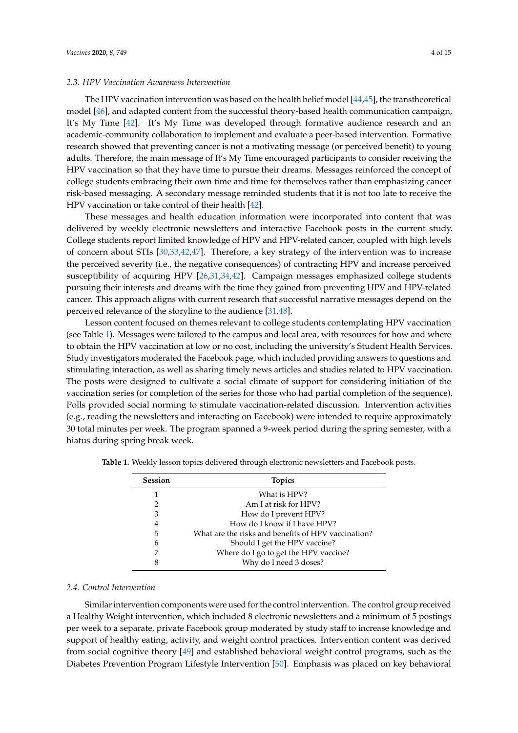### 2.3. HPV Vaccination Awareness Intervention

The HPV vaccination intervention was based on the health belief model [44,45], the transtheoretical model [46], and adapted content from the successful theory-based health communication campaign, It's My Time [42]. It's My Time was developed through formative audience research and an academic-community collaboration to implement and evaluate a peer-based intervention. Formative research showed that preventing cancer is not a motivating message (or perceived benefit) to young adults. Therefore, the main message of It's My Time encouraged participants to consider receiving the HPV vaccination so that they have time to pursue their dreams. Messages reinforced the concept of college students embracing their own time and time for themselves rather than emphasizing cancer risk-based messaging. A secondary message reminded students that it is not too late to receive the HPV vaccination or take control of their health [42].

These messages and health education information were incorporated into content that was delivered by weekly electronic newsletters and interactive Facebook posts in the current study. College students report limited knowledge of HPV and HPV-related cancer, coupled with high levels of concern about STIs [30,33,42,47]. Therefore, a key strategy of the intervention was to increase the perceived severity (i.e., the negative consequences) of contracting HPV and increase perceived susceptibility of acquiring HPV [26,31,34,42]. Campaign messages emphasized college students pursuing their interests and dreams with the time they gained from preventing HPV and HPV-related cancer. This approach aligns with current research that successful narrative messages depend on the perceived relevance of the storyline to the audience [31,48].

Lesson content focused on themes relevant to college students contemplating HPV vaccination (see Table 1). Messages were tailored to the campus and local area, with resources for how and where to obtain the HPV vaccination at low or no cost, including the university's Student Health Services. Study investigators moderated the Facebook page, which included providing answers to questions and stimulating interaction, as well as sharing timely news articles and studies related to HPV vaccination. The posts were designed to cultivate a social climate of support for considering initiation of the vaccination series (or completion of the series for those who had partial completion of the sequence). Polls provided social norming to stimulate vaccination-related discussion. Intervention activities (e.g., reading the newsletters and interacting on Facebook) were intended to require approximately 30 total minutes per week. The program spanned a 9-week period during the spring semester, with a hiatus during spring break week.

**Table 1.** Weekly lesson topics delivered through electronic newsletters and Facebook posts.

| Session | Topics |
|---|---|
| 1 | What is HPV? |
| 2 | Am I at risk for HPV? |
| 3 | How do I prevent HPV? |
| 4 | How do I know if I have HPV? |
| 5 | What are the risks and benefits of HPV vaccination? |
| 6 | Should I get the HPV vaccine? |
| 7 | Where do I go to get the HPV vaccine? |
| 8 | Why do I need 3 doses? |

### 2.4. Control Intervention

Similar intervention components were used for the control intervention. The control group received a Healthy Weight intervention, which included 8 electronic newsletters and a minimum of 5 postings per week to a separate, private Facebook group moderated by study staff to increase knowledge and support of healthy eating, activity, and weight control practices. Intervention content was derived from social cognitive theory [49] and established behavioral weight control programs, such as the Diabetes Prevention Program Lifestyle Intervention [50]. Emphasis was placed on key behavioral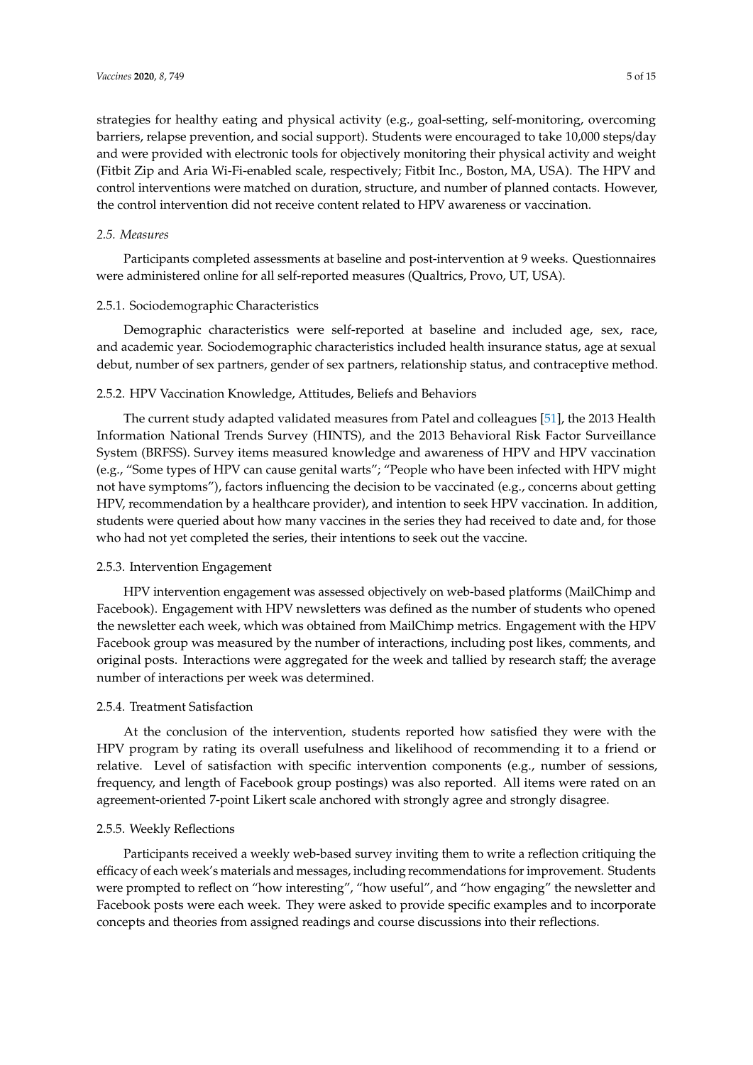strategies for healthy eating and physical activity (e.g., goal-setting, self-monitoring, overcoming barriers, relapse prevention, and social support). Students were encouraged to take 10,000 steps/day and were provided with electronic tools for objectively monitoring their physical activity and weight (Fitbit Zip and Aria Wi-Fi-enabled scale, respectively; Fitbit Inc., Boston, MA, USA). The HPV and control interventions were matched on duration, structure, and number of planned contacts. However, the control intervention did not receive content related to HPV awareness or vaccination.

### *2.5. Measures*

Participants completed assessments at baseline and post-intervention at 9 weeks. Questionnaires were administered online for all self-reported measures (Qualtrics, Provo, UT, USA).

#### 2.5.1. Sociodemographic Characteristics

Demographic characteristics were self-reported at baseline and included age, sex, race, and academic year. Sociodemographic characteristics included health insurance status, age at sexual debut, number of sex partners, gender of sex partners, relationship status, and contraceptive method.

#### 2.5.2. HPV Vaccination Knowledge, Attitudes, Beliefs and Behaviors

The current study adapted validated measures from Patel and colleagues [51], the 2013 Health Information National Trends Survey (HINTS), and the 2013 Behavioral Risk Factor Surveillance System (BRFSS). Survey items measured knowledge and awareness of HPV and HPV vaccination (e.g., "Some types of HPV can cause genital warts"; "People who have been infected with HPV might not have symptoms"), factors influencing the decision to be vaccinated (e.g., concerns about getting HPV, recommendation by a healthcare provider), and intention to seek HPV vaccination. In addition, students were queried about how many vaccines in the series they had received to date and, for those who had not yet completed the series, their intentions to seek out the vaccine.

#### 2.5.3. Intervention Engagement

HPV intervention engagement was assessed objectively on web-based platforms (MailChimp and Facebook). Engagement with HPV newsletters was defined as the number of students who opened the newsletter each week, which was obtained from MailChimp metrics. Engagement with the HPV Facebook group was measured by the number of interactions, including post likes, comments, and original posts. Interactions were aggregated for the week and tallied by research staff; the average number of interactions per week was determined.

#### 2.5.4. Treatment Satisfaction

At the conclusion of the intervention, students reported how satisfied they were with the HPV program by rating its overall usefulness and likelihood of recommending it to a friend or relative. Level of satisfaction with specific intervention components (e.g., number of sessions, frequency, and length of Facebook group postings) was also reported. All items were rated on an agreement-oriented 7-point Likert scale anchored with strongly agree and strongly disagree.

#### 2.5.5. Weekly Reflections

Participants received a weekly web-based survey inviting them to write a reflection critiquing the efficacy of each week's materials and messages, including recommendations for improvement. Students were prompted to reflect on "how interesting", "how useful", and "how engaging" the newsletter and Facebook posts were each week. They were asked to provide specific examples and to incorporate concepts and theories from assigned readings and course discussions into their reflections.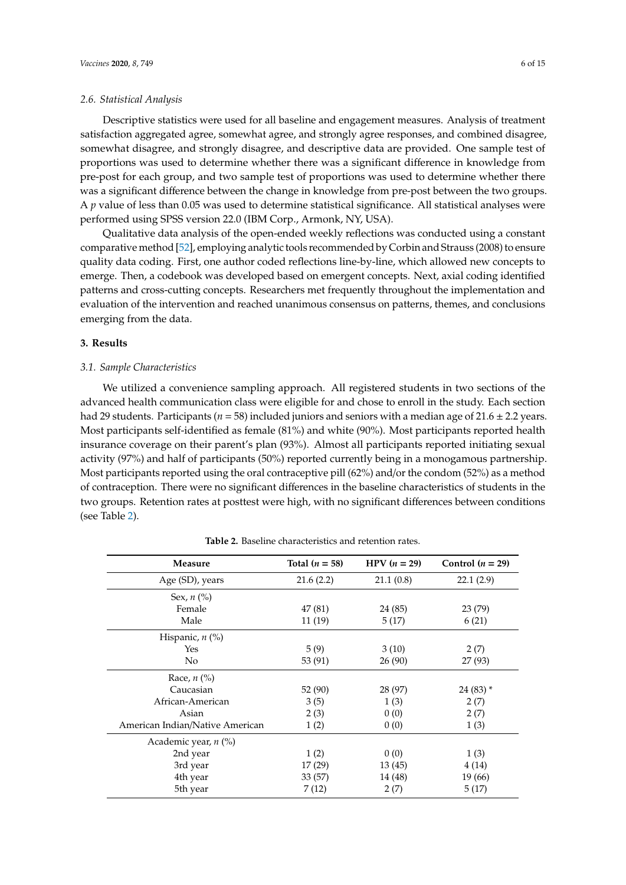### 2.6. Statistical Analysis

Descriptive statistics were used for all baseline and engagement measures. Analysis of treatment satisfaction aggregated agree, somewhat agree, and strongly agree responses, and combined disagree, somewhat disagree, and strongly disagree, and descriptive data are provided. One sample test of proportions was used to determine whether there was a significant difference in knowledge from pre-post for each group, and two sample test of proportions was used to determine whether there was a significant difference between the change in knowledge from pre-post between the two groups. A *p* value of less than 0.05 was used to determine statistical significance. All statistical analyses were performed using SPSS version 22.0 (IBM Corp., Armonk, NY, USA).

Qualitative data analysis of the open-ended weekly reflections was conducted using a constant comparative method [52], employing analytic tools recommended by Corbin and Strauss (2008) to ensure quality data coding. First, one author coded reflections line-by-line, which allowed new concepts to emerge. Then, a codebook was developed based on emergent concepts. Next, axial coding identified patterns and cross-cutting concepts. Researchers met frequently throughout the implementation and evaluation of the intervention and reached unanimous consensus on patterns, themes, and conclusions emerging from the data.

## 3. Results

### 3.1. Sample Characteristics

We utilized a convenience sampling approach. All registered students in two sections of the advanced health communication class were eligible for and chose to enroll in the study. Each section had 29 students. Participants ($n = 58$) included juniors and seniors with a median age of $21.6 \pm 2.2$ years. Most participants self-identified as female (81%) and white (90%). Most participants reported health insurance coverage on their parent's plan (93%). Almost all participants reported initiating sexual activity (97%) and half of participants (50%) reported currently being in a monogamous partnership. Most participants reported using the oral contraceptive pill (62%) and/or the condom (52%) as a method of contraception. There were no significant differences in the baseline characteristics of students in the two groups. Retention rates at posttest were high, with no significant differences between conditions (see Table 2).

**Table 2.** Baseline characteristics and retention rates.

| Measure | Total ($n$ = 58) | HPV ($n$ = 29) | Control ($n$ = 29) |
|---|---|---|---|
| Age (SD), years | 21.6 (2.2) | 21.1 (0.8) | 22.1 (2.9) |
| Sex, $n$ (%) | | | |
| Female | 47 (81) | 24 (85) | 23 (79) |
| Male | 11 (19) | 5 (17) | 6 (21) |
| Hispanic, $n$ (%) | | | |
| Yes | 5 (9) | 3 (10) | 2 (7) |
| No | 53 (91) | 26 (90) | 27 (93) |
| Race, $n$ (%) | | | |
| Caucasian | 52 (90) | 28 (97) | 24 (83) * |
| African-American | 3 (5) | 1 (3) | 2 (7) |
| Asian | 2 (3) | 0 (0) | 2 (7) |
| American Indian/Native American | 1 (2) | 0 (0) | 1 (3) |
| Academic year, $n$ (%) | | | |
| 2nd year | 1 (2) | 0 (0) | 1 (3) |
| 3rd year | 17 (29) | 13 (45) | 4 (14) |
| 4th year | 33 (57) | 14 (48) | 19 (66) |
| 5th year | 7 (12) | 2 (7) | 5 (17) |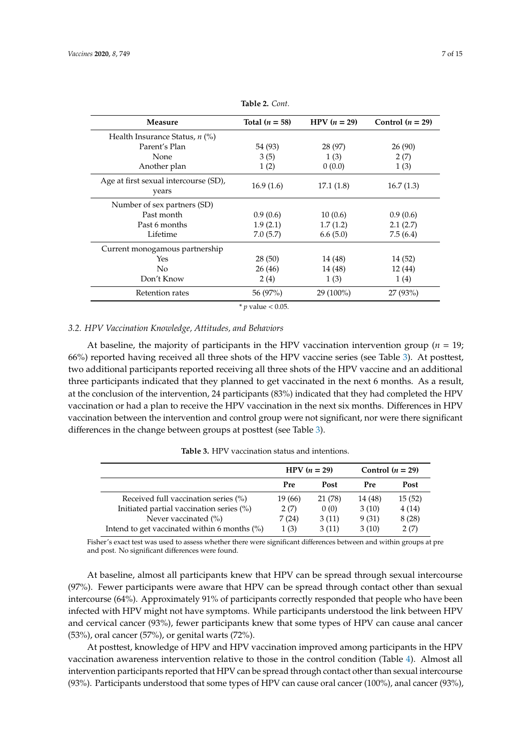**Table 2.** *Cont.*

| Measure | Total ($n$ = 58) | HPV ($n$ = 29) | Control ($n$ = 29) |
|---|---|---|---|
| Health Insurance Status, $n$ (%) | | | |
| Parent's Plan | 54 (93) | 28 (97) | 26 (90) |
| None | 3 (5) | 1 (3) | 2 (7) |
| Another plan | 1 (2) | 0 (0.0) | 1 (3) |
| Age at first sexual intercourse (SD), years | 16.9 (1.6) | 17.1 (1.8) | 16.7 (1.3) |
| Number of sex partners (SD) | | | |
| Past month | 0.9 (0.6) | 10 (0.6) | 0.9 (0.6) |
| Past 6 months | 1.9 (2.1) | 1.7 (1.2) | 2.1 (2.7) |
| Lifetime | 7.0 (5.7) | 6.6 (5.0) | 7.5 (6.4) |
| Current monogamous partnership | | | |
| Yes | 28 (50) | 14 (48) | 14 (52) |
| No | 26 (46) | 14 (48) | 12 (44) |
| Don't Know | 2 (4) | 1 (3) | 1 (4) |
| Retention rates | 56 (97%) | 29 (100%) | 27 (93%) |

* $p$ value < 0.05.

### 3.2. HPV Vaccination Knowledge, Attitudes, and Behaviors

At baseline, the majority of participants in the HPV vaccination intervention group ($n$ = 19; 66%) reported having received all three shots of the HPV vaccine series (see Table 3). At posttest, two additional participants reported receiving all three shots of the HPV vaccine and an additional three participants indicated that they planned to get vaccinated in the next 6 months. As a result, at the conclusion of the intervention, 24 participants (83%) indicated that they had completed the HPV vaccination or had a plan to receive the HPV vaccination in the next six months. Differences in HPV vaccination between the intervention and control group were not significant, nor were there significant differences in the change between groups at posttest (see Table 3).

**Table 3.** HPV vaccination status and intentions.

| | HPV ($n$ = 29) | | Control ($n$ = 29) | |
|---|---|---|---|---|
| | Pre | Post | Pre | Post |
| Received full vaccination series (%) | 19 (66) | 21 (78) | 14 (48) | 15 (52) |
| Initiated partial vaccination series (%) | 2 (7) | 0 (0) | 3 (10) | 4 (14) |
| Never vaccinated (%) | 7 (24) | 3 (11) | 9 (31) | 8 (28) |
| Intend to get vaccinated within 6 months (%) | 1 (3) | 3 (11) | 3 (10) | 2 (7) |

Fisher's exact test was used to assess whether there were significant differences between and within groups at pre and post. No significant differences were found.

At baseline, almost all participants knew that HPV can be spread through sexual intercourse (97%). Fewer participants were aware that HPV can be spread through contact other than sexual intercourse (64%). Approximately 91% of participants correctly responded that people who have been infected with HPV might not have symptoms. While participants understood the link between HPV and cervical cancer (93%), fewer participants knew that some types of HPV can cause anal cancer (53%), oral cancer (57%), or genital warts (72%).

At posttest, knowledge of HPV and HPV vaccination improved among participants in the HPV vaccination awareness intervention relative to those in the control condition (Table 4). Almost all intervention participants reported that HPV can be spread through contact other than sexual intercourse (93%). Participants understood that some types of HPV can cause oral cancer (100%), anal cancer (93%),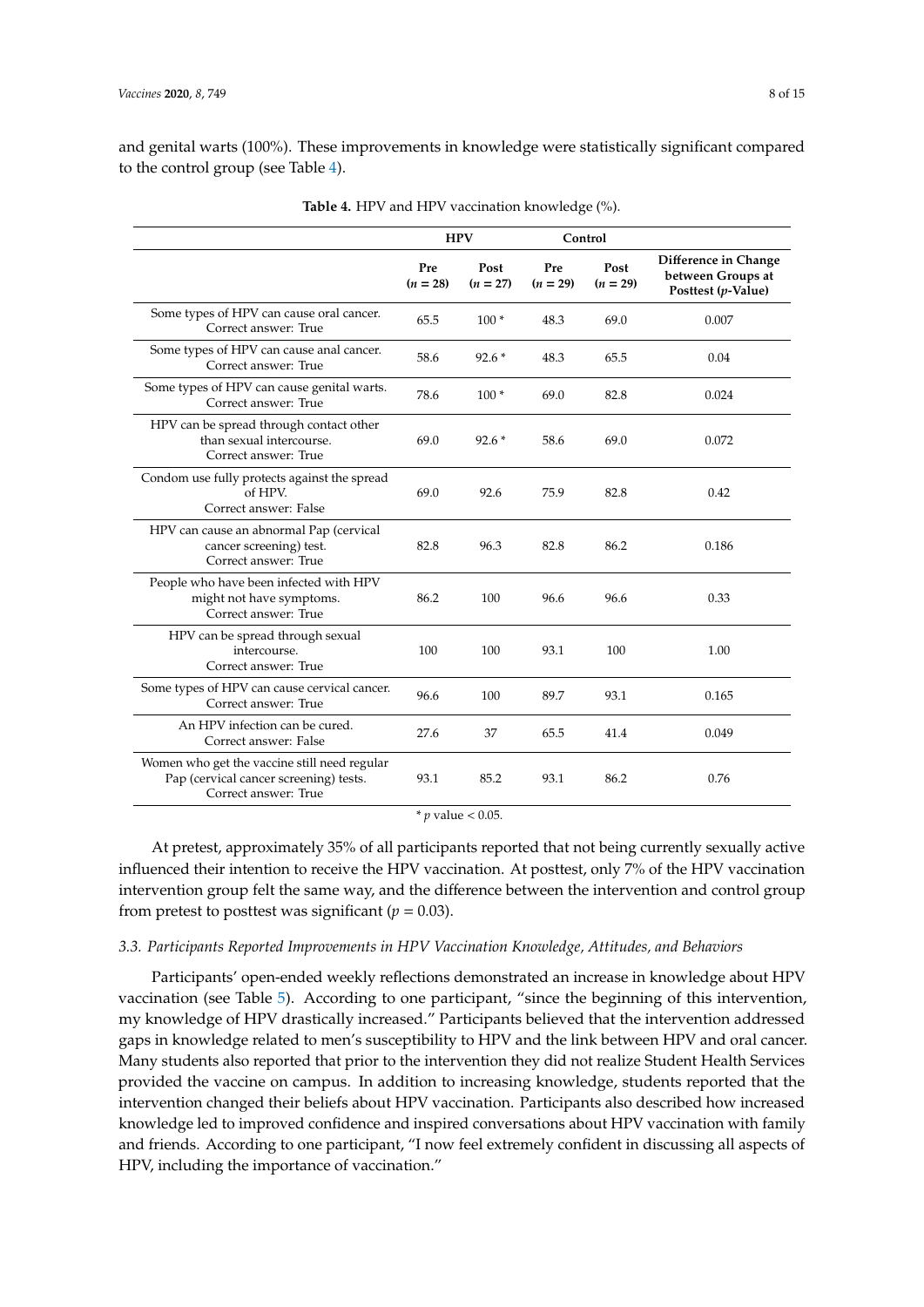and genital warts (100%). These improvements in knowledge were statistically significant compared to the control group (see Table 4).

**Table 4.** HPV and HPV vaccination knowledge (%).

| | HPV | | Control | | |
|---|---|---|---|---|---|
| | Pre ($n$ = 28) | Post ($n$ = 27) | Pre ($n$ = 29) | Post ($n$ = 29) | Difference in Change between Groups at Posttest ($p$-Value) |
| Some types of HPV can cause oral cancer. Correct answer: True | 65.5 | 100 * | 48.3 | 69.0 | 0.007 |
| Some types of HPV can cause anal cancer. Correct answer: True | 58.6 | 92.6 * | 48.3 | 65.5 | 0.04 |
| Some types of HPV can cause genital warts. Correct answer: True | 78.6 | 100 * | 69.0 | 82.8 | 0.024 |
| HPV can be spread through contact other than sexual intercourse. Correct answer: True | 69.0 | 92.6 * | 58.6 | 69.0 | 0.072 |
| Condom use fully protects against the spread of HPV. Correct answer: False | 69.0 | 92.6 | 75.9 | 82.8 | 0.42 |
| HPV can cause an abnormal Pap (cervical cancer screening) test. Correct answer: True | 82.8 | 96.3 | 82.8 | 86.2 | 0.186 |
| People who have been infected with HPV might not have symptoms. Correct answer: True | 86.2 | 100 | 96.6 | 96.6 | 0.33 |
| HPV can be spread through sexual intercourse. Correct answer: True | 100 | 100 | 93.1 | 100 | 1.00 |
| Some types of HPV can cause cervical cancer. Correct answer: True | 96.6 | 100 | 89.7 | 93.1 | 0.165 |
| An HPV infection can be cured. Correct answer: False | 27.6 | 37 | 65.5 | 41.4 | 0.049 |
| Women who get the vaccine still need regular Pap (cervical cancer screening) tests. Correct answer: True | 93.1 | 85.2 | 93.1 | 86.2 | 0.76 |

* $p$ value < 0.05.

At pretest, approximately 35% of all participants reported that not being currently sexually active influenced their intention to receive the HPV vaccination. At posttest, only 7% of the HPV vaccination intervention group felt the same way, and the difference between the intervention and control group from pretest to posttest was significant ($p = 0.03$).

### *3.3. Participants Reported Improvements in HPV Vaccination Knowledge, Attitudes, and Behaviors*

Participants' open-ended weekly reflections demonstrated an increase in knowledge about HPV vaccination (see Table 5). According to one participant, "since the beginning of this intervention, my knowledge of HPV drastically increased." Participants believed that the intervention addressed gaps in knowledge related to men's susceptibility to HPV and the link between HPV and oral cancer. Many students also reported that prior to the intervention they did not realize Student Health Services provided the vaccine on campus. In addition to increasing knowledge, students reported that the intervention changed their beliefs about HPV vaccination. Participants also described how increased knowledge led to improved confidence and inspired conversations about HPV vaccination with family and friends. According to one participant, "I now feel extremely confident in discussing all aspects of HPV, including the importance of vaccination."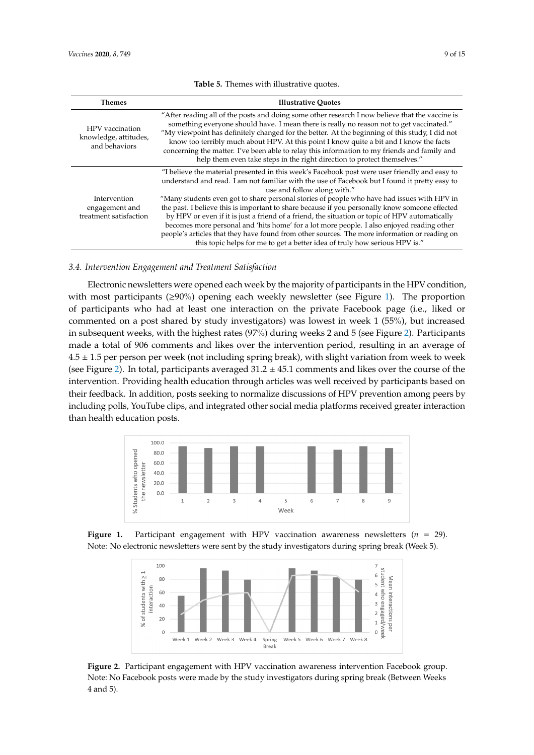**Table 5.** Themes with illustrative quotes.

| Themes | Illustrative Quotes |
| --- | --- |
| HPV vaccination knowledge, attitudes, and behaviors | "After reading all of the posts and doing some other research I now believe that the vaccine is something everyone should have. I mean there is really no reason not to get vaccinated." "My viewpoint has definitely changed for the better. At the beginning of this study, I did not know too terribly much about HPV. At this point I know quite a bit and I know the facts concerning the matter. I've been able to relay this information to my friends and family and help them even take steps in the right direction to protect themselves." |
| Intervention engagement and treatment satisfaction | "I believe the material presented in this week's Facebook post were user friendly and easy to understand and read. I am not familiar with the use of Facebook but I found it pretty easy to use and follow along with." "Many students even got to share personal stories of people who have had issues with HPV in the past. I believe this is important to share because if you personally know someone effected by HPV or even if it is just a friend of a friend, the situation or topic of HPV automatically becomes more personal and 'hits home' for a lot more people. I also enjoyed reading other people's articles that they have found from other sources. The more information or reading on this topic helps for me to get a better idea of truly how serious HPV is." |

### 3.4. Intervention Engagement and Treatment Satisfaction

Electronic newsletters were opened each week by the majority of participants in the HPV condition, with most participants (≥90%) opening each weekly newsletter (see Figure 1). The proportion of participants who had at least one interaction on the private Facebook page (i.e., liked or commented on a post shared by study investigators) was lowest in week 1 (55%), but increased in subsequent weeks, with the highest rates (97%) during weeks 2 and 5 (see Figure 2). Participants made a total of 906 comments and likes over the intervention period, resulting in an average of 4.5 ± 1.5 per person per week (not including spring break), with slight variation from week to week (see Figure 2). In total, participants averaged 31.2 ± 45.1 comments and likes over the course of the intervention. Providing health education through articles was well received by participants based on their feedback. In addition, posts seeking to normalize discussions of HPV prevention among peers by including polls, YouTube clips, and integrated other social media platforms received greater interaction than health education posts.

% Students who opened the newsletter
100.0
80.0
60.0
40.0
20.0
0.0
1 2 3 4 5 6 7 8 9
Week

**Figure 1.** Participant engagement with HPV vaccination awareness newsletters ($n$ = 29). Note: No electronic newsletters were sent by the study investigators during spring break (Week 5).

% of students with ≥ 1 interaction
100
80
60
40
20
0
Week 1 Week 2 Week 3 Week 4 Spring Break Week 5 Week 6 Week 7 Week 8
Mean interactions per student who engaged/week
7
6
5
4
3
2
1
0

**Figure 2.** Participant engagement with HPV vaccination awareness intervention Facebook group. Note: No Facebook posts were made by the study investigators during spring break (Between Weeks 4 and 5).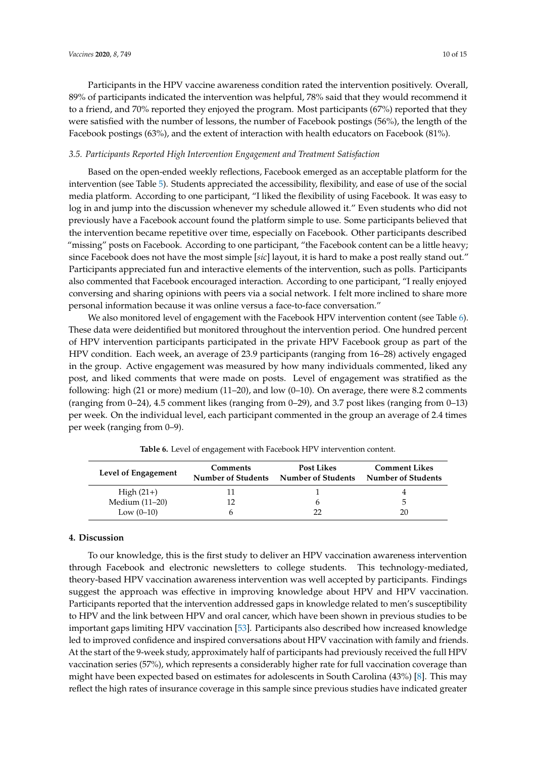Participants in the HPV vaccine awareness condition rated the intervention positively. Overall, 89% of participants indicated the intervention was helpful, 78% said that they would recommend it to a friend, and 70% reported they enjoyed the program. Most participants (67%) reported that they were satisfied with the number of lessons, the number of Facebook postings (56%), the length of the Facebook postings (63%), and the extent of interaction with health educators on Facebook (81%).

### *3.5. Participants Reported High Intervention Engagement and Treatment Satisfaction*

Based on the open-ended weekly reflections, Facebook emerged as an acceptable platform for the intervention (see Table 5). Students appreciated the accessibility, flexibility, and ease of use of the social media platform. According to one participant, "I liked the flexibility of using Facebook. It was easy to log in and jump into the discussion whenever my schedule allowed it." Even students who did not previously have a Facebook account found the platform simple to use. Some participants believed that the intervention became repetitive over time, especially on Facebook. Other participants described "missing" posts on Facebook. According to one participant, "the Facebook content can be a little heavy; since Facebook does not have the most simple [*sic*] layout, it is hard to make a post really stand out." Participants appreciated fun and interactive elements of the intervention, such as polls. Participants also commented that Facebook encouraged interaction. According to one participant, "I really enjoyed conversing and sharing opinions with peers via a social network. I felt more inclined to share more personal information because it was online versus a face-to-face conversation."

We also monitored level of engagement with the Facebook HPV intervention content (see Table 6). These data were deidentified but monitored throughout the intervention period. One hundred percent of HPV intervention participants participated in the private HPV Facebook group as part of the HPV condition. Each week, an average of 23.9 participants (ranging from 16–28) actively engaged in the group. Active engagement was measured by how many individuals commented, liked any post, and liked comments that were made on posts. Level of engagement was stratified as the following: high (21 or more) medium (11–20), and low (0–10). On average, there were 8.2 comments (ranging from 0–24), 4.5 comment likes (ranging from 0–29), and 3.7 post likes (ranging from 0–13) per week. On the individual level, each participant commented in the group an average of 2.4 times per week (ranging from 0–9).

**Table 6.** Level of engagement with Facebook HPV intervention content.

| Level of Engagement | Comments Number of Students | Post Likes Number of Students | Comment Likes Number of Students |
|---|---|---|---|
| High (21+) | 11 | 1 | 4 |
| Medium (11–20) | 12 | 6 | 5 |
| Low (0–10) | 6 | 22 | 20 |

## 4. Discussion

To our knowledge, this is the first study to deliver an HPV vaccination awareness intervention through Facebook and electronic newsletters to college students. This technology-mediated, theory-based HPV vaccination awareness intervention was well accepted by participants. Findings suggest the approach was effective in improving knowledge about HPV and HPV vaccination. Participants reported that the intervention addressed gaps in knowledge related to men's susceptibility to HPV and the link between HPV and oral cancer, which have been shown in previous studies to be important gaps limiting HPV vaccination [53]. Participants also described how increased knowledge led to improved confidence and inspired conversations about HPV vaccination with family and friends. At the start of the 9-week study, approximately half of participants had previously received the full HPV vaccination series (57%), which represents a considerably higher rate for full vaccination coverage than might have been expected based on estimates for adolescents in South Carolina (43%) [8]. This may reflect the high rates of insurance coverage in this sample since previous studies have indicated greater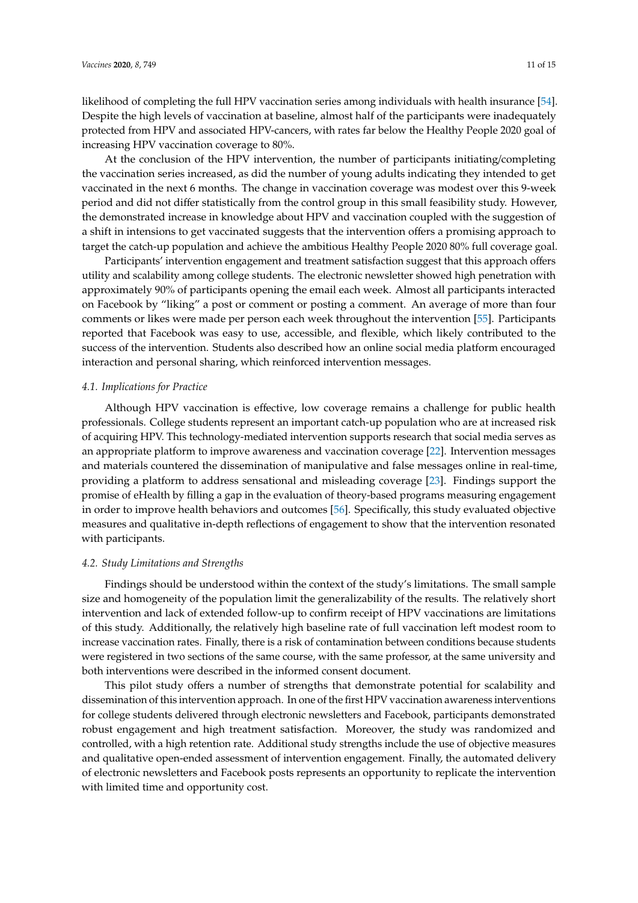likelihood of completing the full HPV vaccination series among individuals with health insurance [54]. Despite the high levels of vaccination at baseline, almost half of the participants were inadequately protected from HPV and associated HPV-cancers, with rates far below the Healthy People 2020 goal of increasing HPV vaccination coverage to 80%.

At the conclusion of the HPV intervention, the number of participants initiating/completing the vaccination series increased, as did the number of young adults indicating they intended to get vaccinated in the next 6 months. The change in vaccination coverage was modest over this 9-week period and did not differ statistically from the control group in this small feasibility study. However, the demonstrated increase in knowledge about HPV and vaccination coupled with the suggestion of a shift in intensions to get vaccinated suggests that the intervention offers a promising approach to target the catch-up population and achieve the ambitious Healthy People 2020 80% full coverage goal.

Participants' intervention engagement and treatment satisfaction suggest that this approach offers utility and scalability among college students. The electronic newsletter showed high penetration with approximately 90% of participants opening the email each week. Almost all participants interacted on Facebook by "liking" a post or comment or posting a comment. An average of more than four comments or likes were made per person each week throughout the intervention [55]. Participants reported that Facebook was easy to use, accessible, and flexible, which likely contributed to the success of the intervention. Students also described how an online social media platform encouraged interaction and personal sharing, which reinforced intervention messages.

### *4.1. Implications for Practice*

Although HPV vaccination is effective, low coverage remains a challenge for public health professionals. College students represent an important catch-up population who are at increased risk of acquiring HPV. This technology-mediated intervention supports research that social media serves as an appropriate platform to improve awareness and vaccination coverage [22]. Intervention messages and materials countered the dissemination of manipulative and false messages online in real-time, providing a platform to address sensational and misleading coverage [23]. Findings support the promise of eHealth by filling a gap in the evaluation of theory-based programs measuring engagement in order to improve health behaviors and outcomes [56]. Specifically, this study evaluated objective measures and qualitative in-depth reflections of engagement to show that the intervention resonated with participants.

### *4.2. Study Limitations and Strengths*

Findings should be understood within the context of the study's limitations. The small sample size and homogeneity of the population limit the generalizability of the results. The relatively short intervention and lack of extended follow-up to confirm receipt of HPV vaccinations are limitations of this study. Additionally, the relatively high baseline rate of full vaccination left modest room to increase vaccination rates. Finally, there is a risk of contamination between conditions because students were registered in two sections of the same course, with the same professor, at the same university and both interventions were described in the informed consent document.

This pilot study offers a number of strengths that demonstrate potential for scalability and dissemination of this intervention approach. In one of the first HPV vaccination awareness interventions for college students delivered through electronic newsletters and Facebook, participants demonstrated robust engagement and high treatment satisfaction. Moreover, the study was randomized and controlled, with a high retention rate. Additional study strengths include the use of objective measures and qualitative open-ended assessment of intervention engagement. Finally, the automated delivery of electronic newsletters and Facebook posts represents an opportunity to replicate the intervention with limited time and opportunity cost.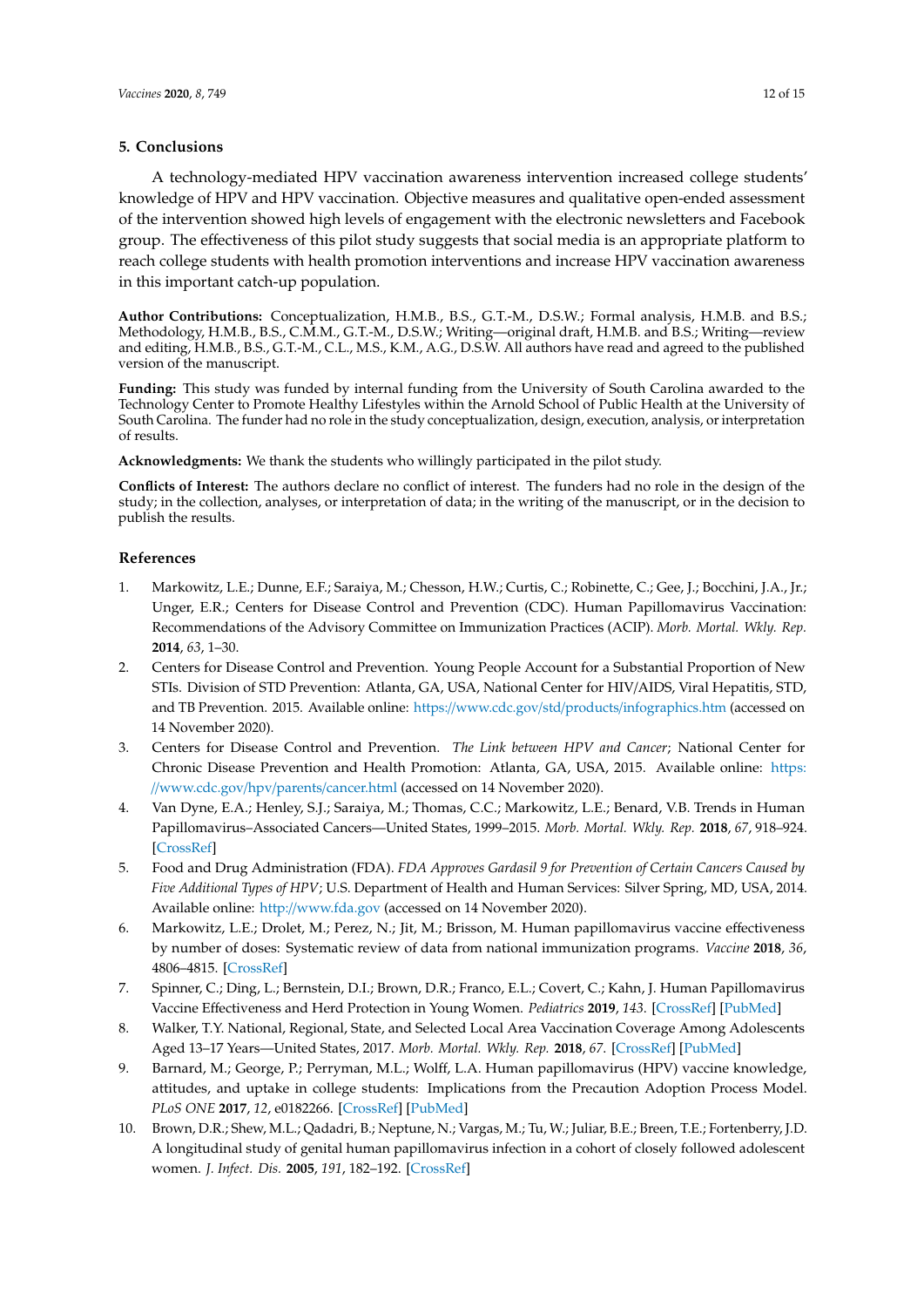## 5. Conclusions

A technology-mediated HPV vaccination awareness intervention increased college students' knowledge of HPV and HPV vaccination. Objective measures and qualitative open-ended assessment of the intervention showed high levels of engagement with the electronic newsletters and Facebook group. The effectiveness of this pilot study suggests that social media is an appropriate platform to reach college students with health promotion interventions and increase HPV vaccination awareness in this important catch-up population.

**Author Contributions:** Conceptualization, H.M.B., B.S., G.T.-M., D.S.W.; Formal analysis, H.M.B. and B.S.; Methodology, H.M.B., B.S., C.M.M., G.T.-M., D.S.W.; Writing—original draft, H.M.B. and B.S.; Writing—review and editing, H.M.B., B.S., G.T.-M., C.L., M.S., K.M., A.G., D.S.W. All authors have read and agreed to the published version of the manuscript.

**Funding:** This study was funded by internal funding from the University of South Carolina awarded to the Technology Center to Promote Healthy Lifestyles within the Arnold School of Public Health at the University of South Carolina. The funder had no role in the study conceptualization, design, execution, analysis, or interpretation of results.

**Acknowledgments:** We thank the students who willingly participated in the pilot study.

**Conflicts of Interest:** The authors declare no conflict of interest. The funders had no role in the design of the study; in the collection, analyses, or interpretation of data; in the writing of the manuscript, or in the decision to publish the results.

## References

1. Markowitz, L.E.; Dunne, E.F.; Saraiya, M.; Chesson, H.W.; Curtis, C.; Robinette, C.; Gee, J.; Bocchini, J.A., Jr.; Unger, E.R.; Centers for Disease Control and Prevention (CDC). Human Papillomavirus Vaccination: Recommendations of the Advisory Committee on Immunization Practices (ACIP). *Morb. Mortal. Wkly. Rep.* **2014**, *63*, 1–30.
2. Centers for Disease Control and Prevention. Young People Account for a Substantial Proportion of New STIs. Division of STD Prevention: Atlanta, GA, USA, National Center for HIV/AIDS, Viral Hepatitis, STD, and TB Prevention. 2015. Available online: https://www.cdc.gov/std/products/infographics.htm (accessed on 14 November 2020).
3. Centers for Disease Control and Prevention. *The Link between HPV and Cancer*; National Center for Chronic Disease Prevention and Health Promotion: Atlanta, GA, USA, 2015. Available online: https://www.cdc.gov/hpv/parents/cancer.html (accessed on 14 November 2020).
4. Van Dyne, E.A.; Henley, S.J.; Saraiya, M.; Thomas, C.C.; Markowitz, L.E.; Benard, V.B. Trends in Human Papillomavirus–Associated Cancers—United States, 1999–2015. *Morb. Mortal. Wkly. Rep.* **2018**, *67*, 918–924. [CrossRef]
5. Food and Drug Administration (FDA). *FDA Approves Gardasil 9 for Prevention of Certain Cancers Caused by Five Additional Types of HPV*; U.S. Department of Health and Human Services: Silver Spring, MD, USA, 2014. Available online: http://www.fda.gov (accessed on 14 November 2020).
6. Markowitz, L.E.; Drolet, M.; Perez, N.; Jit, M.; Brisson, M. Human papillomavirus vaccine effectiveness by number of doses: Systematic review of data from national immunization programs. *Vaccine* **2018**, *36*, 4806–4815. [CrossRef]
7. Spinner, C.; Ding, L.; Bernstein, D.I.; Brown, D.R.; Franco, E.L.; Covert, C.; Kahn, J. Human Papillomavirus Vaccine Effectiveness and Herd Protection in Young Women. *Pediatrics* **2019**, *143*. [CrossRef] [PubMed]
8. Walker, T.Y. National, Regional, State, and Selected Local Area Vaccination Coverage Among Adolescents Aged 13–17 Years—United States, 2017. *Morb. Mortal. Wkly. Rep.* **2018**, *67*. [CrossRef] [PubMed]
9. Barnard, M.; George, P.; Perryman, M.L.; Wolff, L.A. Human papillomavirus (HPV) vaccine knowledge, attitudes, and uptake in college students: Implications from the Precaution Adoption Process Model. *PLoS ONE* **2017**, *12*, e0182266. [CrossRef] [PubMed]
10. Brown, D.R.; Shew, M.L.; Qadadri, B.; Neptune, N.; Vargas, M.; Tu, W.; Juliar, B.E.; Breen, T.E.; Fortenberry, J.D. A longitudinal study of genital human papillomavirus infection in a cohort of closely followed adolescent women. *J. Infect. Dis.* **2005**, *191*, 182–192. [CrossRef]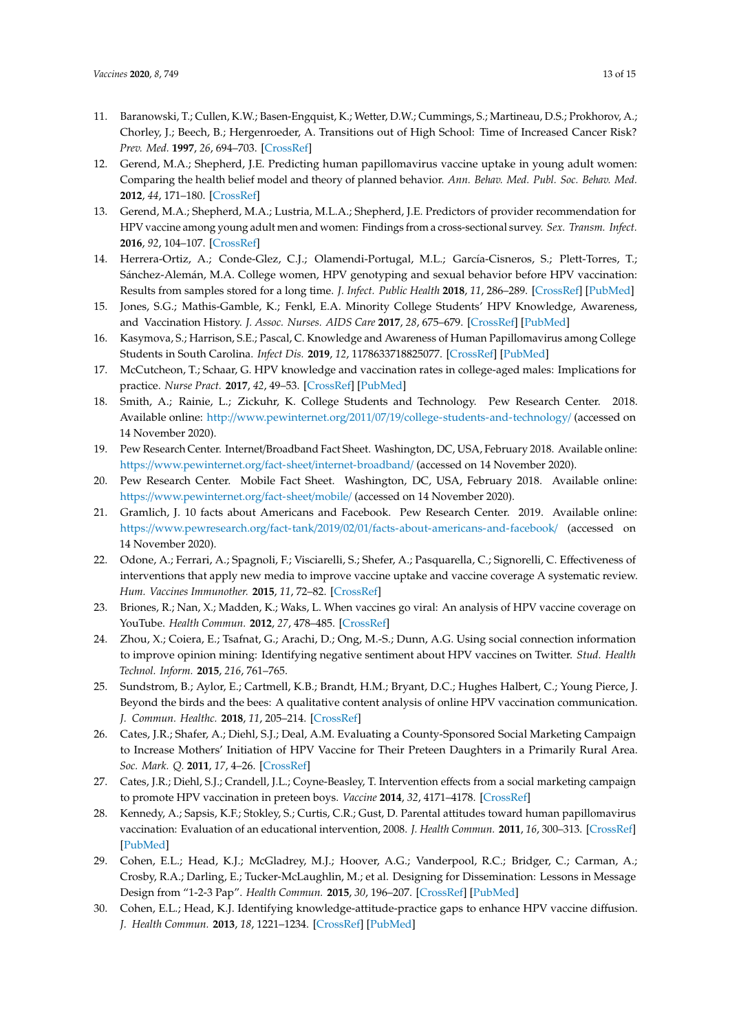11. Baranowski, T.; Cullen, K.W.; Basen-Engquist, K.; Wetter, D.W.; Cummings, S.; Martineau, D.S.; Prokhorov, A.; Chorley, J.; Beech, B.; Hergenroeder, A. Transitions out of High School: Time of Increased Cancer Risk? *Prev. Med.* **1997**, *26*, 694–703. [CrossRef]
12. Gerend, M.A.; Shepherd, J.E. Predicting human papillomavirus vaccine uptake in young adult women: Comparing the health belief model and theory of planned behavior. *Ann. Behav. Med. Publ. Soc. Behav. Med.* **2012**, *44*, 171–180. [CrossRef]
13. Gerend, M.A.; Shepherd, M.A.; Lustria, M.L.A.; Shepherd, J.E. Predictors of provider recommendation for HPV vaccine among young adult men and women: Findings from a cross-sectional survey. *Sex. Transm. Infect.* **2016**, *92*, 104–107. [CrossRef]
14. Herrera-Ortiz, A.; Conde-Glez, C.J.; Olamendi-Portugal, M.L.; García-Cisneros, S.; Plett-Torres, T.; Sánchez-Alemán, M.A. College women, HPV genotyping and sexual behavior before HPV vaccination: Results from samples stored for a long time. *J. Infect. Public Health* **2018**, *11*, 286–289. [CrossRef] [PubMed]
15. Jones, S.G.; Mathis-Gamble, K.; Fenkl, E.A. Minority College Students' HPV Knowledge, Awareness, and Vaccination History. *J. Assoc. Nurses. AIDS Care* **2017**, *28*, 675–679. [CrossRef] [PubMed]
16. Kasymova, S.; Harrison, S.E.; Pascal, C. Knowledge and Awareness of Human Papillomavirus among College Students in South Carolina. *Infect Dis.* **2019**, *12*, 1178633718825077. [CrossRef] [PubMed]
17. McCutcheon, T.; Schaar, G. HPV knowledge and vaccination rates in college-aged males: Implications for practice. *Nurse Pract.* **2017**, *42*, 49–53. [CrossRef] [PubMed]
18. Smith, A.; Rainie, L.; Zickuhr, K. College Students and Technology. Pew Research Center. 2018. Available online: http://www.pewinternet.org/2011/07/19/college-students-and-technology/ (accessed on 14 November 2020).
19. Pew Research Center. Internet/Broadband Fact Sheet. Washington, DC, USA, February 2018. Available online: https://www.pewinternet.org/fact-sheet/internet-broadband/ (accessed on 14 November 2020).
20. Pew Research Center. Mobile Fact Sheet. Washington, DC, USA, February 2018. Available online: https://www.pewinternet.org/fact-sheet/mobile/ (accessed on 14 November 2020).
21. Gramlich, J. 10 facts about Americans and Facebook. Pew Research Center. 2019. Available online: https://www.pewresearch.org/fact-tank/2019/02/01/facts-about-americans-and-facebook/ (accessed on 14 November 2020).
22. Odone, A.; Ferrari, A.; Spagnoli, F.; Visciarelli, S.; Shefer, A.; Pasquarella, C.; Signorelli, C. Effectiveness of interventions that apply new media to improve vaccine uptake and vaccine coverage A systematic review. *Hum. Vaccines Immunother.* **2015**, *11*, 72–82. [CrossRef]
23. Briones, R.; Nan, X.; Madden, K.; Waks, L. When vaccines go viral: An analysis of HPV vaccine coverage on YouTube. *Health Commun.* **2012**, *27*, 478–485. [CrossRef]
24. Zhou, X.; Coiera, E.; Tsafnat, G.; Arachi, D.; Ong, M.-S.; Dunn, A.G. Using social connection information to improve opinion mining: Identifying negative sentiment about HPV vaccines on Twitter. *Stud. Health Technol. Inform.* **2015**, *216*, 761–765.
25. Sundstrom, B.; Aylor, E.; Cartmell, K.B.; Brandt, H.M.; Bryant, D.C.; Hughes Halbert, C.; Young Pierce, J. Beyond the birds and the bees: A qualitative content analysis of online HPV vaccination communication. *J. Commun. Healthc.* **2018**, *11*, 205–214. [CrossRef]
26. Cates, J.R.; Shafer, A.; Diehl, S.J.; Deal, A.M. Evaluating a County-Sponsored Social Marketing Campaign to Increase Mothers' Initiation of HPV Vaccine for Their Preteen Daughters in a Primarily Rural Area. *Soc. Mark. Q.* **2011**, *17*, 4–26. [CrossRef]
27. Cates, J.R.; Diehl, S.J.; Crandell, J.L.; Coyne-Beasley, T. Intervention effects from a social marketing campaign to promote HPV vaccination in preteen boys. *Vaccine* **2014**, *32*, 4171–4178. [CrossRef]
28. Kennedy, A.; Sapsis, K.F.; Stokley, S.; Curtis, C.R.; Gust, D. Parental attitudes toward human papillomavirus vaccination: Evaluation of an educational intervention, 2008. *J. Health Commun.* **2011**, *16*, 300–313. [CrossRef] [PubMed]
29. Cohen, E.L.; Head, K.J.; McGladrey, M.J.; Hoover, A.G.; Vanderpool, R.C.; Bridger, C.; Carman, A.; Crosby, R.A.; Darling, E.; Tucker-McLaughlin, M.; et al. Designing for Dissemination: Lessons in Message Design from "1-2-3 Pap". *Health Commun.* **2015**, *30*, 196–207. [CrossRef] [PubMed]
30. Cohen, E.L.; Head, K.J. Identifying knowledge-attitude-practice gaps to enhance HPV vaccine diffusion. *J. Health Commun.* **2013**, *18*, 1221–1234. [CrossRef] [PubMed]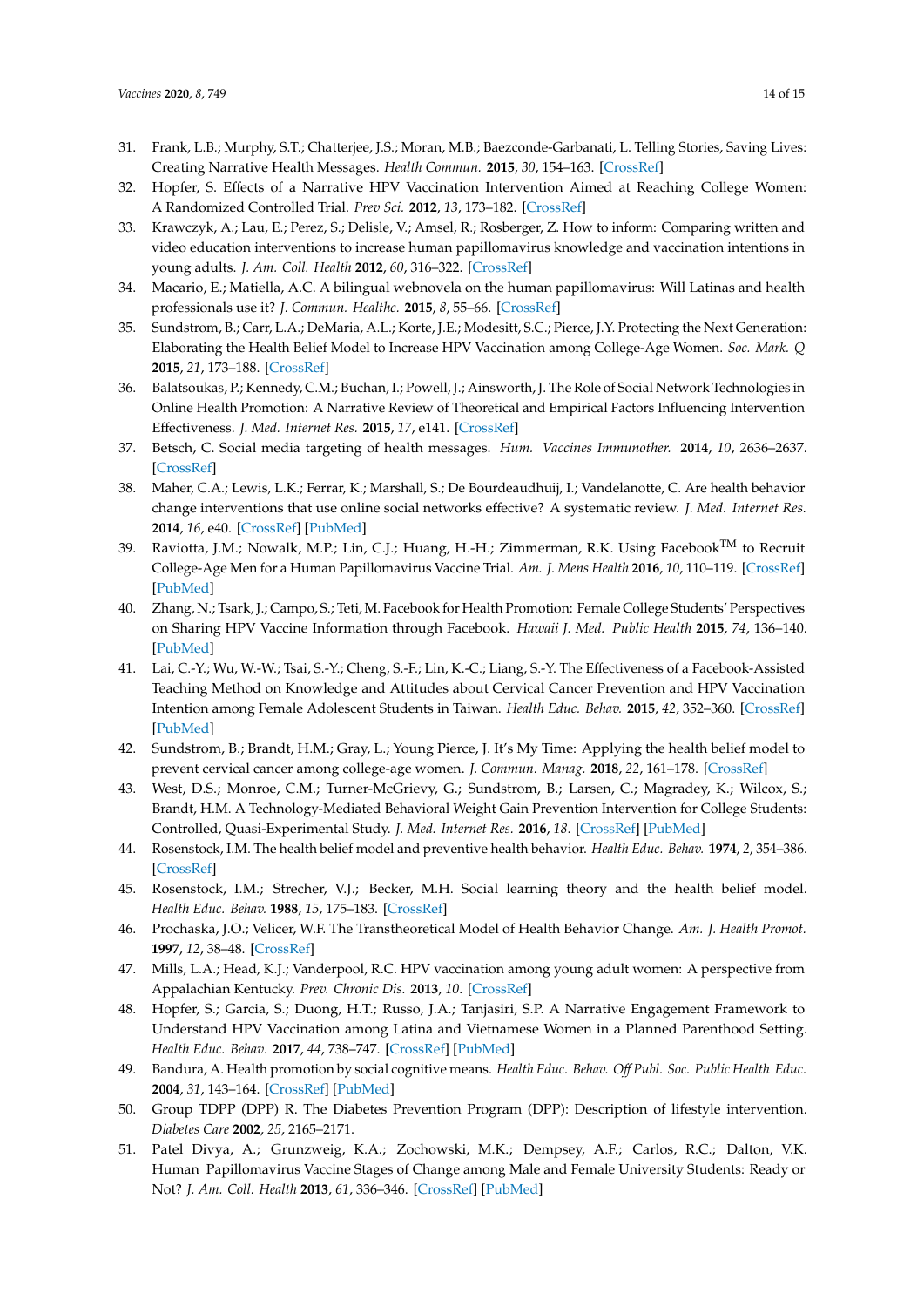31. Frank, L.B.; Murphy, S.T.; Chatterjee, J.S.; Moran, M.B.; Baezconde-Garbanati, L. Telling Stories, Saving Lives: Creating Narrative Health Messages. *Health Commun.* **2015**, *30*, 154–163. [CrossRef]
32. Hopfer, S. Effects of a Narrative HPV Vaccination Intervention Aimed at Reaching College Women: A Randomized Controlled Trial. *Prev Sci.* **2012**, *13*, 173–182. [CrossRef]
33. Krawczyk, A.; Lau, E.; Perez, S.; Delisle, V.; Amsel, R.; Rosberger, Z. How to inform: Comparing written and video education interventions to increase human papillomavirus knowledge and vaccination intentions in young adults. *J. Am. Coll. Health* **2012**, *60*, 316–322. [CrossRef]
34. Macario, E.; Matiella, A.C. A bilingual webnovela on the human papillomavirus: Will Latinas and health professionals use it? *J. Commun. Healthc.* **2015**, *8*, 55–66. [CrossRef]
35. Sundstrom, B.; Carr, L.A.; DeMaria, A.L.; Korte, J.E.; Modesitt, S.C.; Pierce, J.Y. Protecting the Next Generation: Elaborating the Health Belief Model to Increase HPV Vaccination among College-Age Women. *Soc. Mark. Q* **2015**, *21*, 173–188. [CrossRef]
36. Balatsoukas, P.; Kennedy, C.M.; Buchan, I.; Powell, J.; Ainsworth, J. The Role of Social Network Technologies in Online Health Promotion: A Narrative Review of Theoretical and Empirical Factors Influencing Intervention Effectiveness. *J. Med. Internet Res.* **2015**, *17*, e141. [CrossRef]
37. Betsch, C. Social media targeting of health messages. *Hum. Vaccines Immunother.* **2014**, *10*, 2636–2637. [CrossRef]
38. Maher, C.A.; Lewis, L.K.; Ferrar, K.; Marshall, S.; De Bourdeaudhuij, I.; Vandelanotte, C. Are health behavior change interventions that use online social networks effective? A systematic review. *J. Med. Internet Res.* **2014**, *16*, e40. [CrossRef] [PubMed]
39. Raviotta, J.M.; Nowalk, M.P.; Lin, C.J.; Huang, H.-H.; Zimmerman, R.K. Using Facebook™ to Recruit College-Age Men for a Human Papillomavirus Vaccine Trial. *Am. J. Mens Health* **2016**, *10*, 110–119. [CrossRef] [PubMed]
40. Zhang, N.; Tsark, J.; Campo, S.; Teti, M. Facebook for Health Promotion: Female College Students' Perspectives on Sharing HPV Vaccine Information through Facebook. *Hawaii J. Med. Public Health* **2015**, *74*, 136–140. [PubMed]
41. Lai, C.-Y.; Wu, W.-W.; Tsai, S.-Y.; Cheng, S.-F.; Lin, K.-C.; Liang, S.-Y. The Effectiveness of a Facebook-Assisted Teaching Method on Knowledge and Attitudes about Cervical Cancer Prevention and HPV Vaccination Intention among Female Adolescent Students in Taiwan. *Health Educ. Behav.* **2015**, *42*, 352–360. [CrossRef] [PubMed]
42. Sundstrom, B.; Brandt, H.M.; Gray, L.; Young Pierce, J. It's My Time: Applying the health belief model to prevent cervical cancer among college-age women. *J. Commun. Manag.* **2018**, *22*, 161–178. [CrossRef]
43. West, D.S.; Monroe, C.M.; Turner-McGrievy, G.; Sundstrom, B.; Larsen, C.; Magradey, K.; Wilcox, S.; Brandt, H.M. A Technology-Mediated Behavioral Weight Gain Prevention Intervention for College Students: Controlled, Quasi-Experimental Study. *J. Med. Internet Res.* **2016**, *18*. [CrossRef] [PubMed]
44. Rosenstock, I.M. The health belief model and preventive health behavior. *Health Educ. Behav.* **1974**, *2*, 354–386. [CrossRef]
45. Rosenstock, I.M.; Strecher, V.J.; Becker, M.H. Social learning theory and the health belief model. *Health Educ. Behav.* **1988**, *15*, 175–183. [CrossRef]
46. Prochaska, J.O.; Velicer, W.F. The Transtheoretical Model of Health Behavior Change. *Am. J. Health Promot.* **1997**, *12*, 38–48. [CrossRef]
47. Mills, L.A.; Head, K.J.; Vanderpool, R.C. HPV vaccination among young adult women: A perspective from Appalachian Kentucky. *Prev. Chronic Dis.* **2013**, *10*. [CrossRef]
48. Hopfer, S.; Garcia, S.; Duong, H.T.; Russo, J.A.; Tanjasiri, S.P. A Narrative Engagement Framework to Understand HPV Vaccination among Latina and Vietnamese Women in a Planned Parenthood Setting. *Health Educ. Behav.* **2017**, *44*, 738–747. [CrossRef] [PubMed]
49. Bandura, A. Health promotion by social cognitive means. *Health Educ. Behav. Off Publ. Soc. Public Health Educ.* **2004**, *31*, 143–164. [CrossRef] [PubMed]
50. Group TDPP (DPP) R. The Diabetes Prevention Program (DPP): Description of lifestyle intervention. *Diabetes Care* **2002**, *25*, 2165–2171.
51. Patel Divya, A.; Grunzweig, K.A.; Zochowski, M.K.; Dempsey, A.F.; Carlos, R.C.; Dalton, V.K. Human Papillomavirus Vaccine Stages of Change among Male and Female University Students: Ready or Not? *J. Am. Coll. Health* **2013**, *61*, 336–346. [CrossRef] [PubMed]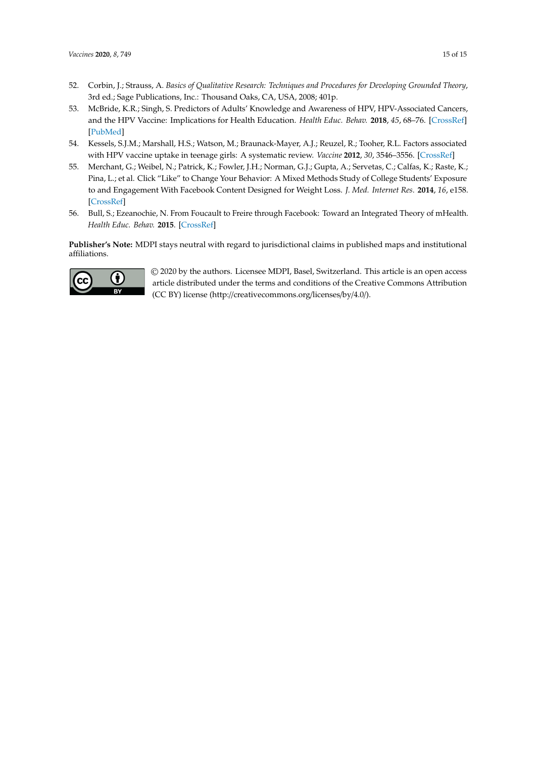52. Corbin, J.; Strauss, A. *Basics of Qualitative Research: Techniques and Procedures for Developing Grounded Theory*, 3rd ed.; Sage Publications, Inc.: Thousand Oaks, CA, USA, 2008; 401p.
53. McBride, K.R.; Singh, S. Predictors of Adults' Knowledge and Awareness of HPV, HPV-Associated Cancers, and the HPV Vaccine: Implications for Health Education. *Health Educ. Behav.* **2018**, *45*, 68–76. [CrossRef] [PubMed]
54. Kessels, S.J.M.; Marshall, H.S.; Watson, M.; Braunack-Mayer, A.J.; Reuzel, R.; Tooher, R.L. Factors associated with HPV vaccine uptake in teenage girls: A systematic review. *Vaccine* **2012**, *30*, 3546–3556. [CrossRef]
55. Merchant, G.; Weibel, N.; Patrick, K.; Fowler, J.H.; Norman, G.J.; Gupta, A.; Servetas, C.; Calfas, K.; Raste, K.; Pina, L.; et al. Click "Like" to Change Your Behavior: A Mixed Methods Study of College Students' Exposure to and Engagement With Facebook Content Designed for Weight Loss. *J. Med. Internet Res.* **2014**, *16*, e158. [CrossRef]
56. Bull, S.; Ezeanochie, N. From Foucault to Freire through Facebook: Toward an Integrated Theory of mHealth. *Health Educ. Behav.* **2015**. [CrossRef]

**Publisher's Note:** MDPI stays neutral with regard to jurisdictional claims in published maps and institutional affiliations.

© 2020 by the authors. Licensee MDPI, Basel, Switzerland. This article is an open access article distributed under the terms and conditions of the Creative Commons Attribution (CC BY) license (http://creativecommons.org/licenses/by/4.0/).